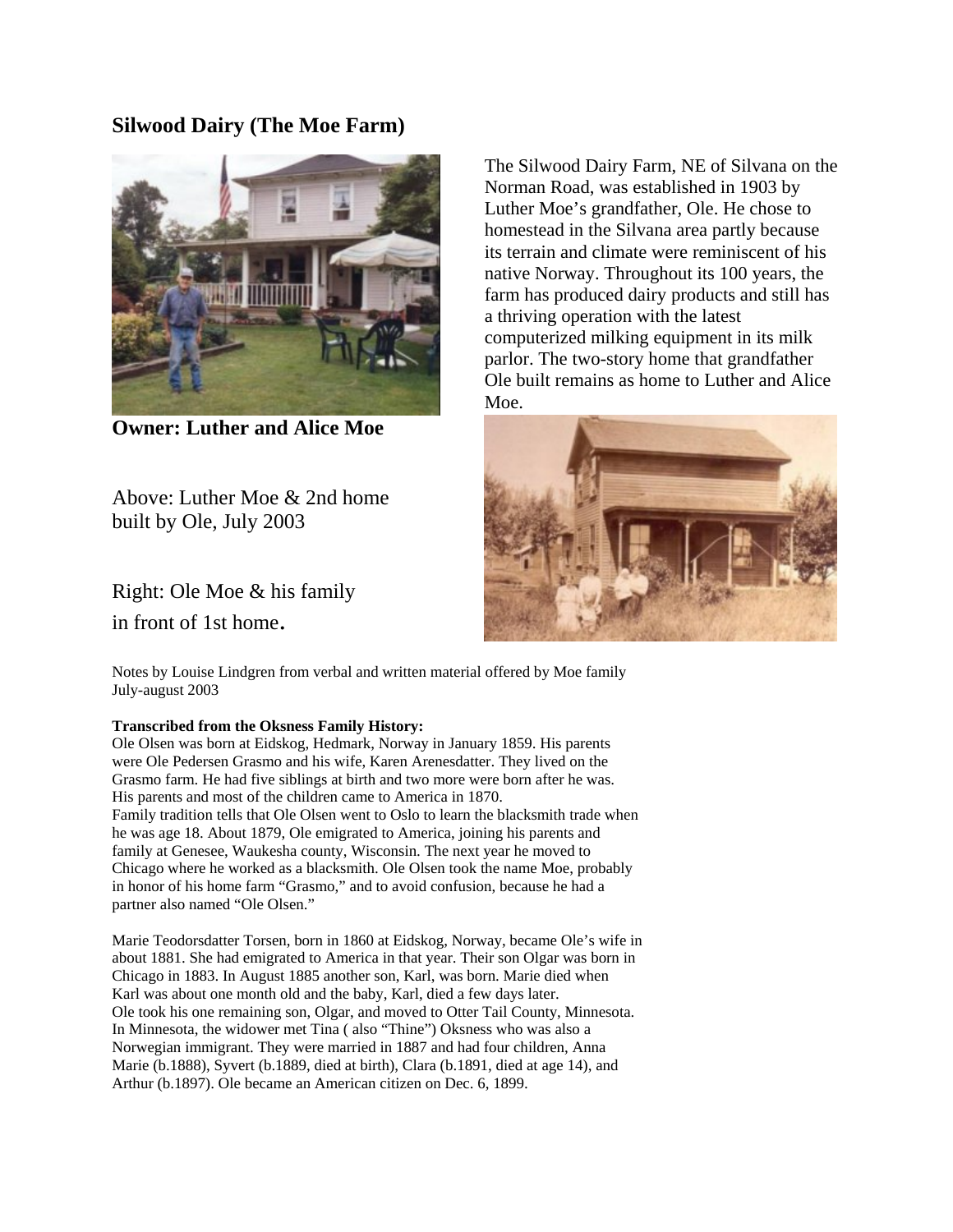## Silwood Dairy (The Moe Farm)

The Silwood Dairy Farm, NE of Silvana on the Norman Road, was established in 1903 by Luther Moe's grandfather, Ole. He chose to homestead in the Silvana area partly because its terrain and climate were reminiscent of his native Norway. Throughout its 100 years, the farm has produced dairy products and still has a thriving operation with the latest computerized milking equipment in its milk parlor. The two-story home that grandfather Ole built remains as home to Luther and Alice Moe.

**Owner: Luther and Alice Moe**

Above: Luther Moe & 2nd home built by Ole, July 2003

Right: Ole Moe & his family in front of 1st home.

Notes by Louise Lindgren from verbal and written material offered by Moe family July-august 2003

**Transcribed from the Oksness Family History:**

Ole Olsen was born at Eidskog, Hedmark, Norway in January 1859. His parents were Ole Pedersen Grasmo and his wife, Karen Arenesdatter. They lived on the Grasmo farm. He had five siblings at birth and two more were born after he was. His parents and most of the children came to America in 1870.

Family tradition tells that Ole Olsen went to Oslo to learn the blacksmith trade when he was age 18. About 1879, Ole emigrated to America, joining his parents and family at Genesee, Waukesha county, Wisconsin. The next year he moved to Chicago where he worked as a blacksmith. Ole Olsen took the name Moe, probably in honor of his home farm "Grasmo," and to avoid confusion, because he had a partner also named "Ole Olsen."

Marie Teodorsdatter Torsen, born in 1860 at Eidskog, Norway, became Ole's wife in about 1881. She had emigrated to America in that year. Their son Olgar was born in Chicago in 1883. In August 1885 another son, Karl, was born. Marie died when Karl was about one month old and the baby, Karl, died a few days later.

Ole took his one remaining son, Olgar, and moved to Otter Tail County, Minnesota. In Minnesota, the widower met Tina ( also "Thine") Oksness who was also a Norwegian immigrant. They were married in 1887 and had four children, Anna Marie (b.1888), Syvert (b.1889, died at birth), Clara (b.1891, died at age 14), and Arthur (b.1897). Ole became an American citizen on Dec. 6, 1899.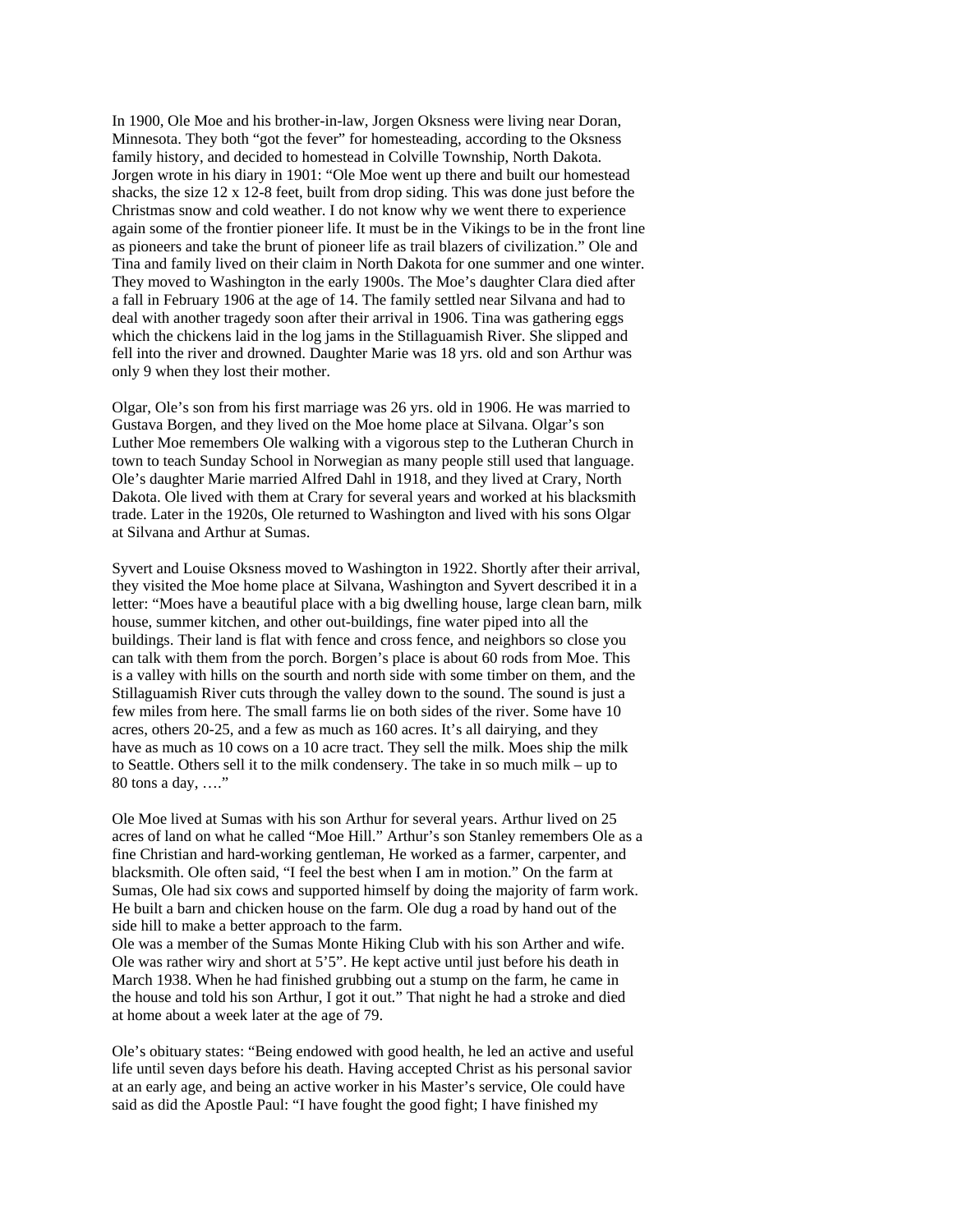In 1900, Ole Moe and his brother-in-law, Jorgen Oksness were living near Doran, Minnesota. They both "got the fever" for homesteading, according to the Oksness family history, and decided to homestead in Colville Township, North Dakota. Jorgen wrote in his diary in 1901: "Ole Moe went up there and built our homestead shacks, the size 12 x 12-8 feet, built from drop siding. This was done just before the Christmas snow and cold weather. I do not know why we went there to experience again some of the frontier pioneer life. It must be in the Vikings to be in the front line as pioneers and take the brunt of pioneer life as trail blazers of civilization." Ole and Tina and family lived on their claim in North Dakota for one summer and one winter. They moved to Washington in the early 1900s. The Moe's daughter Clara died after a fall in February 1906 at the age of 14. The family settled near Silvana and had to deal with another tragedy soon after their arrival in 1906. Tina was gathering eggs which the chickens laid in the log jams in the Stillaguamish River. She slipped and fell into the river and drowned. Daughter Marie was 18 yrs. old and son Arthur was only 9 when they lost their mother.

Olgar, Ole's son from his first marriage was 26 yrs. old in 1906. He was married to Gustava Borgen, and they lived on the Moe home place at Silvana. Olgar's son Luther Moe remembers Ole walking with a vigorous step to the Lutheran Church in town to teach Sunday School in Norwegian as many people still used that language. Ole's daughter Marie married Alfred Dahl in 1918, and they lived at Crary, North Dakota. Ole lived with them at Crary for several years and worked at his blacksmith trade. Later in the 1920s, Ole returned to Washington and lived with his sons Olgar at Silvana and Arthur at Sumas.

Syvert and Louise Oksness moved to Washington in 1922. Shortly after their arrival, they visited the Moe home place at Silvana, Washington and Syvert described it in a letter: "Moes have a beautiful place with a big dwelling house, large clean barn, milk house, summer kitchen, and other out-buildings, fine water piped into all the buildings. Their land is flat with fence and cross fence, and neighbors so close you can talk with them from the porch. Borgen's place is about 60 rods from Moe. This is a valley with hills on the sourth and north side with some timber on them, and the Stillaguamish River cuts through the valley down to the sound. The sound is just a few miles from here. The small farms lie on both sides of the river. Some have 10 acres, others 20-25, and a few as much as 160 acres. It's all dairying, and they have as much as 10 cows on a 10 acre tract. They sell the milk. Moes ship the milk to Seattle. Others sell it to the milk condensery. The take in so much milk – up to 80 tons a day, …."

Ole Moe lived at Sumas with his son Arthur for several years. Arthur lived on 25 acres of land on what he called "Moe Hill." Arthur's son Stanley remembers Ole as a fine Christian and hard-working gentleman, He worked as a farmer, carpenter, and blacksmith. Ole often said, "I feel the best when I am in motion." On the farm at Sumas, Ole had six cows and supported himself by doing the majority of farm work. He built a barn and chicken house on the farm. Ole dug a road by hand out of the side hill to make a better approach to the farm.
Ole was a member of the Sumas Monte Hiking Club with his son Arther and wife. Ole was rather wiry and short at 5'5". He kept active until just before his death in March 1938. When he had finished grubbing out a stump on the farm, he came in the house and told his son Arthur, I got it out." That night he had a stroke and died at home about a week later at the age of 79.

Ole's obituary states: "Being endowed with good health, he led an active and useful life until seven days before his death. Having accepted Christ as his personal savior at an early age, and being an active worker in his Master's service, Ole could have said as did the Apostle Paul: "I have fought the good fight; I have finished my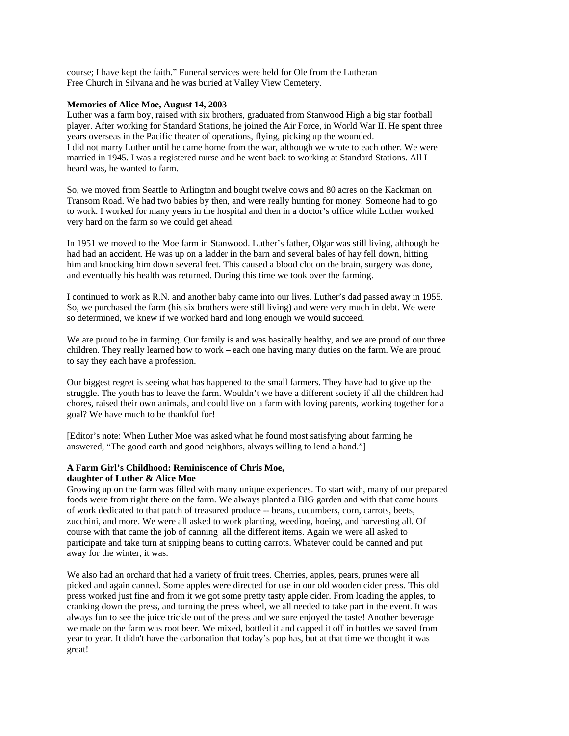course; I have kept the faith." Funeral services were held for Ole from the Lutheran Free Church in Silvana and he was buried at Valley View Cemetery.

**Memories of Alice Moe, August 14, 2003**

Luther was a farm boy, raised with six brothers, graduated from Stanwood High a big star football player. After working for Standard Stations, he joined the Air Force, in World War II. He spent three years overseas in the Pacific theater of operations, flying, picking up the wounded.

I did not marry Luther until he came home from the war, although we wrote to each other. We were married in 1945. I was a registered nurse and he went back to working at Standard Stations. All I heard was, he wanted to farm.

So, we moved from Seattle to Arlington and bought twelve cows and 80 acres on the Kackman on Transom Road. We had two babies by then, and were really hunting for money. Someone had to go to work. I worked for many years in the hospital and then in a doctor's office while Luther worked very hard on the farm so we could get ahead.

In 1951 we moved to the Moe farm in Stanwood. Luther's father, Olgar was still living, although he had had an accident. He was up on a ladder in the barn and several bales of hay fell down, hitting him and knocking him down several feet. This caused a blood clot on the brain, surgery was done, and eventually his health was returned. During this time we took over the farming.

I continued to work as R.N. and another baby came into our lives. Luther's dad passed away in 1955. So, we purchased the farm (his six brothers were still living) and were very much in debt. We were so determined, we knew if we worked hard and long enough we would succeed.

We are proud to be in farming. Our family is and was basically healthy, and we are proud of our three children. They really learned how to work – each one having many duties on the farm. We are proud to say they each have a profession.

Our biggest regret is seeing what has happened to the small farmers. They have had to give up the struggle. The youth has to leave the farm. Wouldn't we have a different society if all the children had chores, raised their own animals, and could live on a farm with loving parents, working together for a goal? We have much to be thankful for!

[Editor's note: When Luther Moe was asked what he found most satisfying about farming he answered, "The good earth and good neighbors, always willing to lend a hand."]

**A Farm Girl's Childhood: Reminiscence of Chris Moe, daughter of Luther & Alice Moe**

Growing up on the farm was filled with many unique experiences. To start with, many of our prepared foods were from right there on the farm. We always planted a BIG garden and with that came hours of work dedicated to that patch of treasured produce -- beans, cucumbers, corn, carrots, beets, zucchini, and more. We were all asked to work planting, weeding, hoeing, and harvesting all. Of course with that came the job of canning all the different items. Again we were all asked to participate and take turn at snipping beans to cutting carrots. Whatever could be canned and put away for the winter, it was.

We also had an orchard that had a variety of fruit trees. Cherries, apples, pears, prunes were all picked and again canned. Some apples were directed for use in our old wooden cider press. This old press worked just fine and from it we got some pretty tasty apple cider. From loading the apples, to cranking down the press, and turning the press wheel, we all needed to take part in the event. It was always fun to see the juice trickle out of the press and we sure enjoyed the taste! Another beverage we made on the farm was root beer. We mixed, bottled it and capped it off in bottles we saved from year to year. It didn't have the carbonation that today's pop has, but at that time we thought it was great!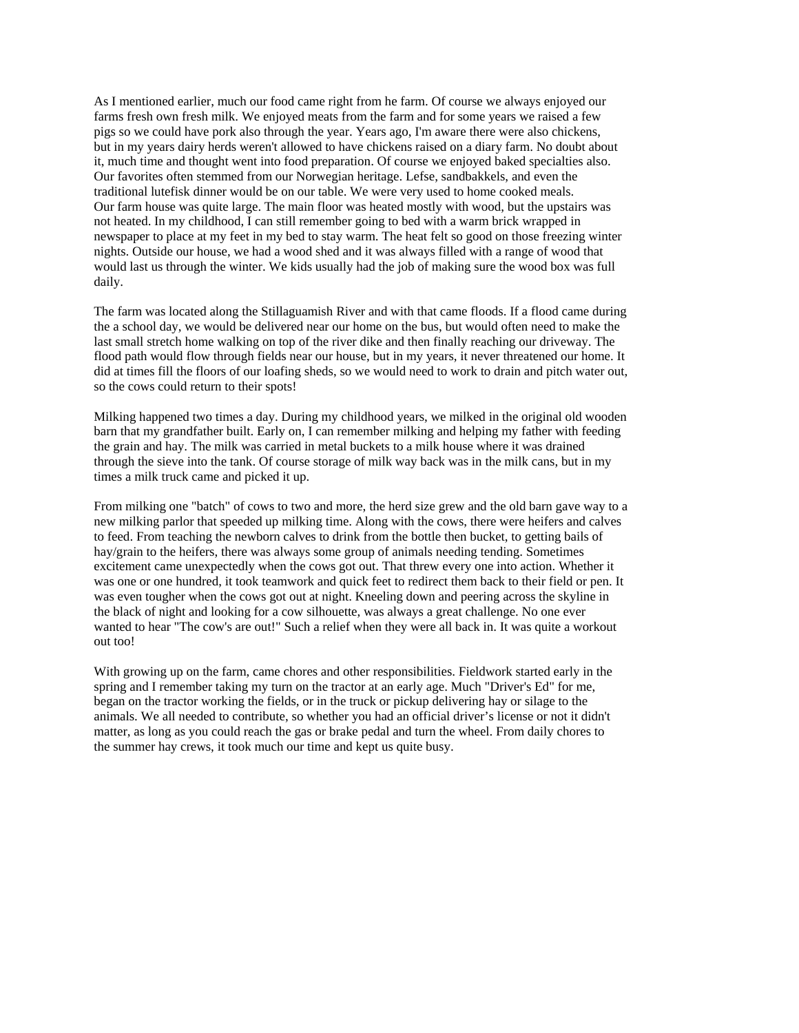As I mentioned earlier, much our food came right from he farm. Of course we always enjoyed our farms fresh own fresh milk. We enjoyed meats from the farm and for some years we raised a few pigs so we could have pork also through the year. Years ago, I'm aware there were also chickens, but in my years dairy herds weren't allowed to have chickens raised on a diary farm. No doubt about it, much time and thought went into food preparation. Of course we enjoyed baked specialties also. Our favorites often stemmed from our Norwegian heritage. Lefse, sandbakkels, and even the traditional lutefisk dinner would be on our table. We were very used to home cooked meals.
Our farm house was quite large. The main floor was heated mostly with wood, but the upstairs was not heated. In my childhood, I can still remember going to bed with a warm brick wrapped in newspaper to place at my feet in my bed to stay warm. The heat felt so good on those freezing winter nights. Outside our house, we had a wood shed and it was always filled with a range of wood that would last us through the winter. We kids usually had the job of making sure the wood box was full daily.

The farm was located along the Stillaguamish River and with that came floods. If a flood came during the a school day, we would be delivered near our home on the bus, but would often need to make the last small stretch home walking on top of the river dike and then finally reaching our driveway. The flood path would flow through fields near our house, but in my years, it never threatened our home. It did at times fill the floors of our loafing sheds, so we would need to work to drain and pitch water out, so the cows could return to their spots!

Milking happened two times a day. During my childhood years, we milked in the original old wooden barn that my grandfather built. Early on, I can remember milking and helping my father with feeding the grain and hay. The milk was carried in metal buckets to a milk house where it was drained through the sieve into the tank. Of course storage of milk way back was in the milk cans, but in my times a milk truck came and picked it up.

From milking one "batch" of cows to two and more, the herd size grew and the old barn gave way to a new milking parlor that speeded up milking time. Along with the cows, there were heifers and calves to feed. From teaching the newborn calves to drink from the bottle then bucket, to getting bails of hay/grain to the heifers, there was always some group of animals needing tending. Sometimes excitement came unexpectedly when the cows got out. That threw every one into action. Whether it was one or one hundred, it took teamwork and quick feet to redirect them back to their field or pen. It was even tougher when the cows got out at night. Kneeling down and peering across the skyline in the black of night and looking for a cow silhouette, was always a great challenge. No one ever wanted to hear "The cow's are out!" Such a relief when they were all back in. It was quite a workout out too!

With growing up on the farm, came chores and other responsibilities. Fieldwork started early in the spring and I remember taking my turn on the tractor at an early age. Much "Driver's Ed" for me, began on the tractor working the fields, or in the truck or pickup delivering hay or silage to the animals. We all needed to contribute, so whether you had an official driver's license or not it didn't matter, as long as you could reach the gas or brake pedal and turn the wheel. From daily chores to the summer hay crews, it took much our time and kept us quite busy.